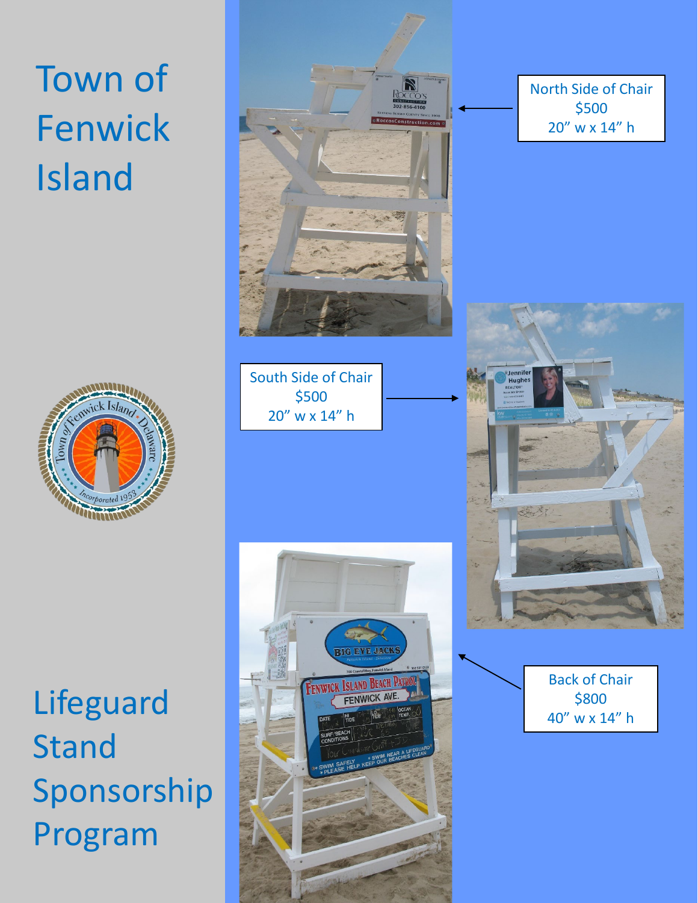# Town of Fenwick Island

# Lifeguard Stand Sponsorship Program

North Side of Chair
$500
20" w x 14" h

South Side of Chair
$500
20" w x 14" h

Back of Chair
$800
40" w x 14" h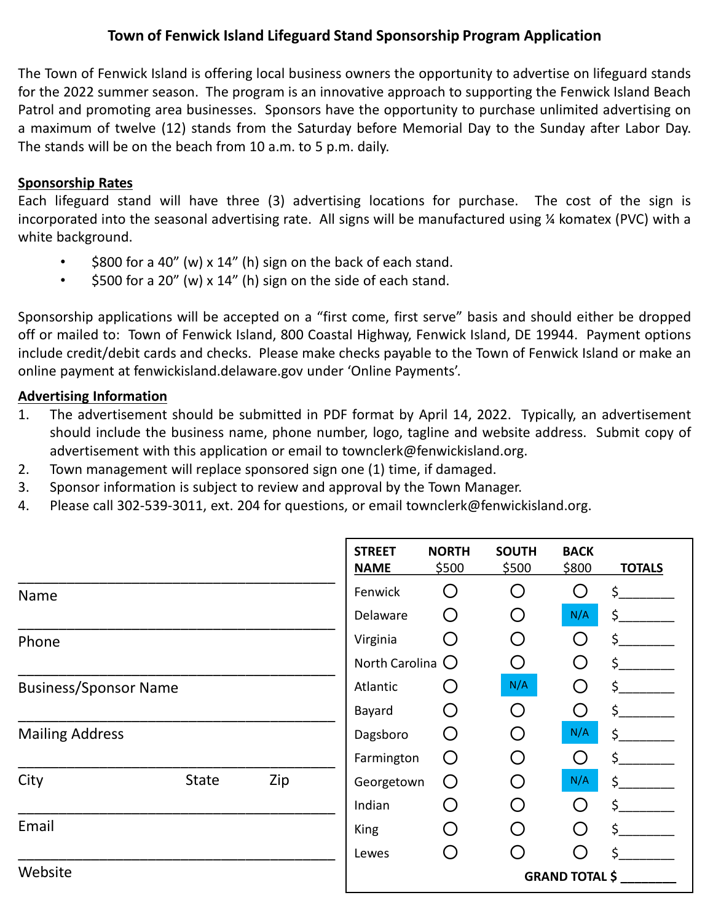**Town of Fenwick Island Lifeguard Stand Sponsorship Program Application**

The Town of Fenwick Island is offering local business owners the opportunity to advertise on lifeguard stands for the 2022 summer season. The program is an innovative approach to supporting the Fenwick Island Beach Patrol and promoting area businesses. Sponsors have the opportunity to purchase unlimited advertising on a maximum of twelve (12) stands from the Saturday before Memorial Day to the Sunday after Labor Day. The stands will be on the beach from 10 a.m. to 5 p.m. daily.

**Sponsorship Rates**

Each lifeguard stand will have three (3) advertising locations for purchase. The cost of the sign is incorporated into the seasonal advertising rate. All signs will be manufactured using ¼ komatex (PVC) with a white background.

- $800 for a 40" (w) x 14" (h) sign on the back of each stand.
- $500 for a 20" (w) x 14" (h) sign on the side of each stand.

Sponsorship applications will be accepted on a "first come, first serve" basis and should either be dropped off or mailed to: Town of Fenwick Island, 800 Coastal Highway, Fenwick Island, DE 19944. Payment options include credit/debit cards and checks. Please make checks payable to the Town of Fenwick Island or make an online payment at fenwickisland.delaware.gov under 'Online Payments'.

**Advertising Information**

1. The advertisement should be submitted in PDF format by April 14, 2022. Typically, an advertisement should include the business name, phone number, logo, tagline and website address. Submit copy of advertisement with this application or email to townclerk@fenwickisland.org.
2. Town management will replace sponsored sign one (1) time, if damaged.
3. Sponsor information is subject to review and approval by the Town Manager.
4. Please call 302-539-3011, ext. 204 for questions, or email townclerk@fenwickisland.org.

Name ________________________________________

Phone ________________________________________

Business/Sponsor Name ________________________________________

Mailing Address ________________________________________

City ____________ State ________ Zip ________

Email ________________________________________

Website ________________________________________

| STREET NAME | NORTH $500 | SOUTH $500 | BACK $800 | TOTALS |
|---|---|---|---|---|
| Fenwick | ○ | ○ | ○ | $________ |
| Delaware | ○ | ○ | N/A | $________ |
| Virginia | ○ | ○ | ○ | $________ |
| North Carolina | ○ | ○ | ○ | $________ |
| Atlantic | ○ | N/A | ○ | $________ |
| Bayard | ○ | ○ | ○ | $________ |
| Dagsboro | ○ | ○ | N/A | $________ |
| Farmington | ○ | ○ | ○ | $________ |
| Georgetown | ○ | ○ | N/A | $________ |
| Indian | ○ | ○ | ○ | $________ |
| King | ○ | ○ | ○ | $________ |
| Lewes | ○ | ○ | ○ | $________ |
| | | | **GRAND TOTAL $** | ________ |